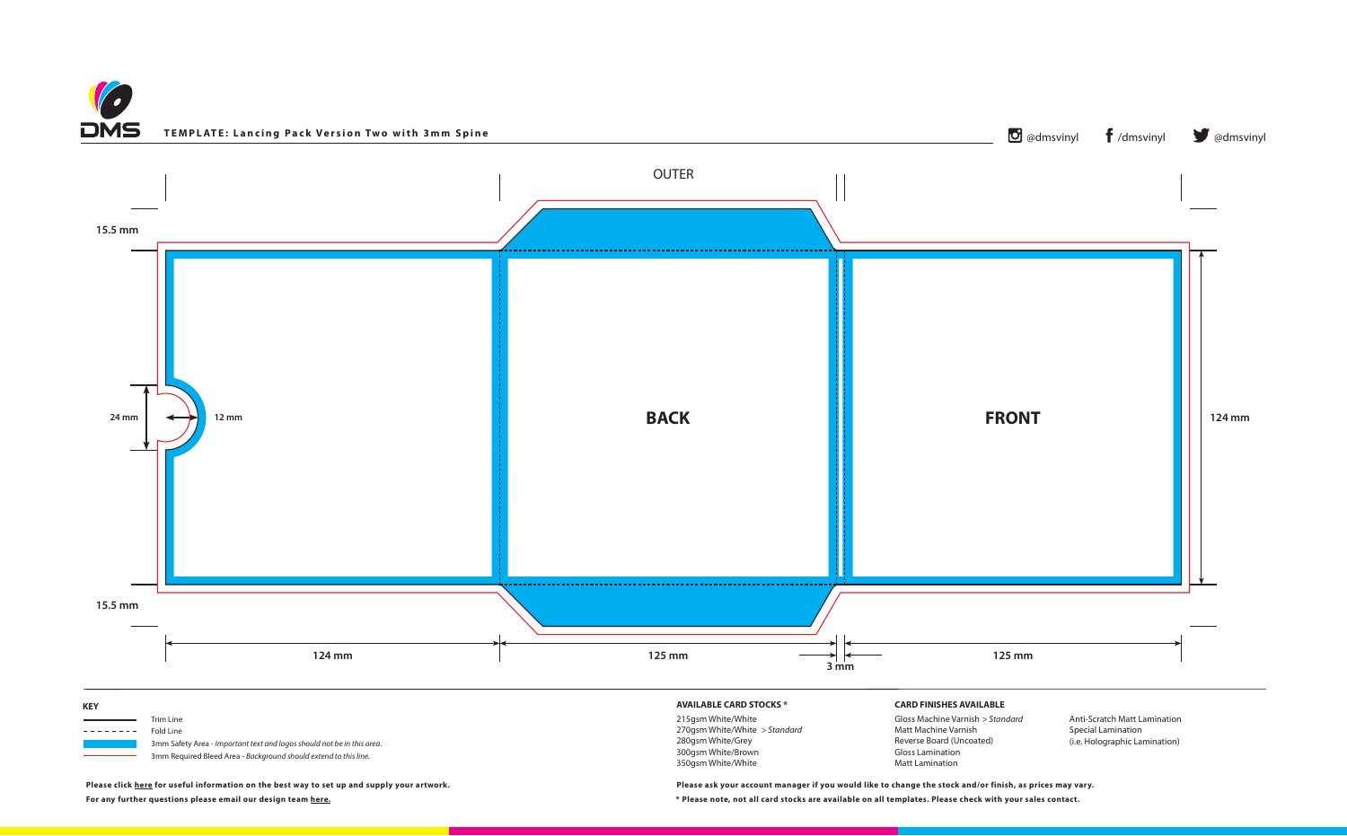**TEMPLATE: Lancing Pack Version Two with 3mm Spine**

@dmsvinyl /dmsvinyl @dmsvinyl

OUTER

15.5 mm

24 mm

12 mm

**BACK**

**FRONT**

124 mm

15.5 mm

124 mm

125 mm

3 mm

125 mm

**KEY**

- Trim Line
- Fold Line
- 3mm Safety Area - *Important text and logos should not be in this area.*
- 3mm Required Bleed Area - *Background should extend to this line.*

**AVAILABLE CARD STOCKS ***

215gsm White/White
270gsm White/White > *Standard*
280gsm White/Grey
300gsm White/Brown
350gsm White/White

**CARD FINISHES AVAILABLE**

Gloss Machine Varnish > *Standard*
Matt Machine Varnish
Reverse Board (Uncoated)
Gloss Lamination
Matt Lamination
Anti-Scratch Matt Lamination
Special Lamination
(i.e. Holographic Lamination)

**Please click here for useful information on the best way to set up and supply your artwork.**

**For any further questions please email our design team here.**

**Please ask your account manager if you would like to change the stock and/or finish, as prices may vary.**

**\* Please note, not all card stocks are available on all templates. Please check with your sales contact.**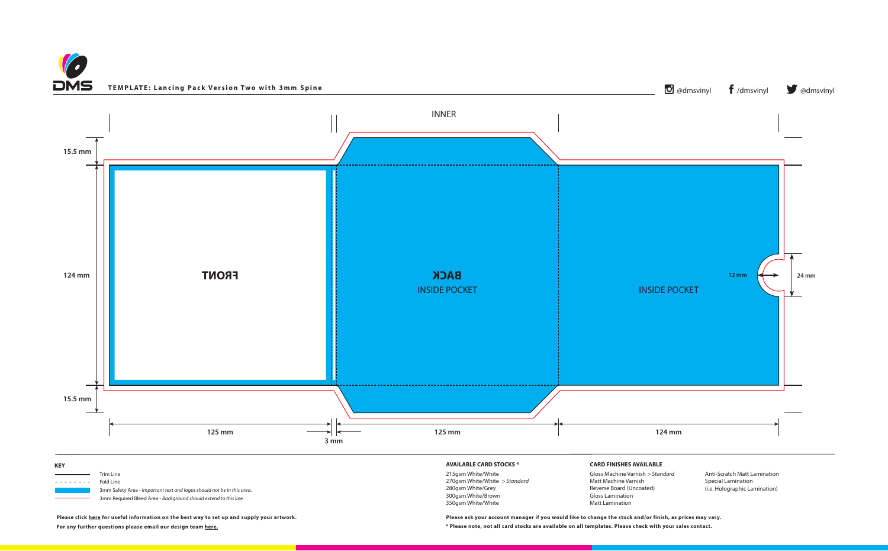**TEMPLATE: Lancing Pack Version Two with 3mm Spine**

@dmsvinyl /dmsvinyl @dmsvinyl

INNER

15.5 mm

124 mm

15.5 mm

FRONT

BACK

INSIDE POCKET

INSIDE POCKET

12 mm

24 mm

125 mm

3 mm

125 mm

124 mm

**KEY**

- Trim Line
- Fold Line
- 3mm Safety Area - *Important text and logos should not be in this area.*
- 3mm Required Bleed Area - *Background should extend to this line.*

**Please click here for useful information on the best way to set up and supply your artwork.**

**For any further questions please email our design team here.**

**AVAILABLE CARD STOCKS ***

215gsm White/White
270gsm White/White > *Standard*
280gsm White/Grey
300gsm White/Brown
350gsm White/White

**CARD FINISHES AVAILABLE**

Gloss Machine Varnish > *Standard*
Matt Machine Varnish
Reverse Board (Uncoated)
Gloss Lamination
Matt Lamination
Anti-Scratch Matt Lamination
Special Lamination
(i.e. Holographic Lamination)

**Please ask your account manager if you would like to change the stock and/or finish, as prices may vary.**

**\* Please note, not all card stocks are available on all templates. Please check with your sales contact.**